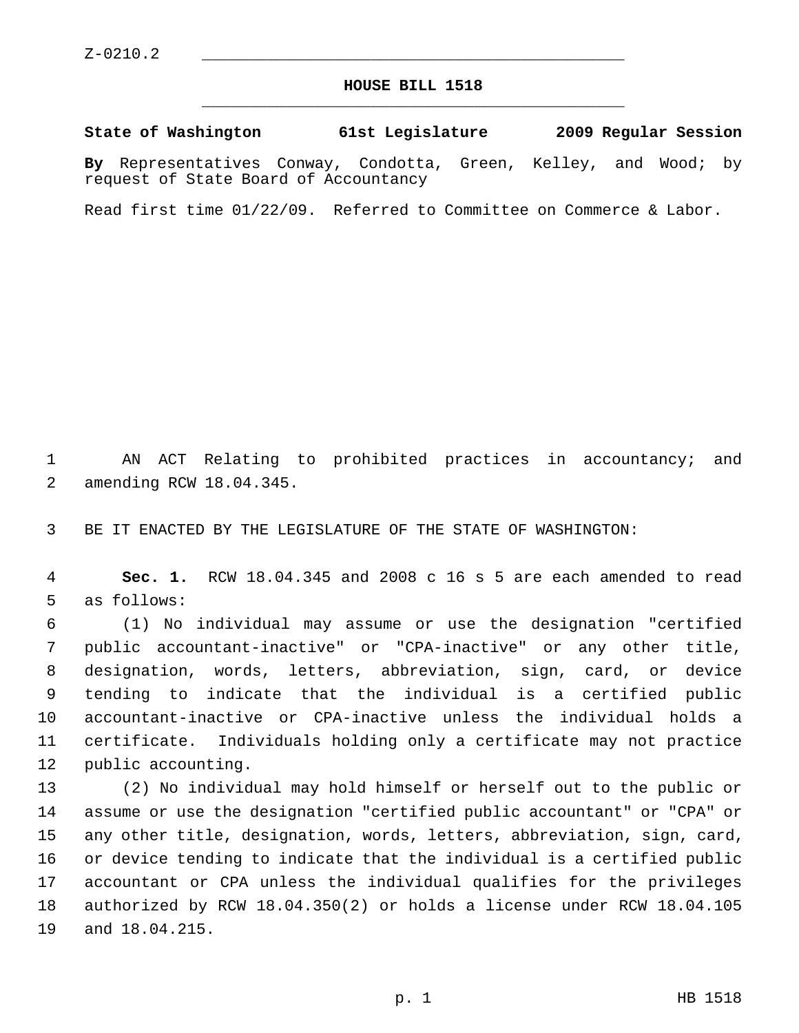Z-0210.2

# HOUSE BILL 1518

**State of Washington 61st Legislature 2009 Regular Session**

**By** Representatives Conway, Condotta, Green, Kelley, and Wood; by request of State Board of Accountancy

Read first time 01/22/09. Referred to Committee on Commerce & Labor.

AN ACT Relating to prohibited practices in accountancy; and amending RCW 18.04.345.

BE IT ENACTED BY THE LEGISLATURE OF THE STATE OF WASHINGTON:

**Sec. 1.** RCW 18.04.345 and 2008 c 16 s 5 are each amended to read as follows:

(1) No individual may assume or use the designation "certified public accountant-inactive" or "CPA-inactive" or any other title, designation, words, letters, abbreviation, sign, card, or device tending to indicate that the individual is a certified public accountant-inactive or CPA-inactive unless the individual holds a certificate. Individuals holding only a certificate may not practice public accounting.

(2) No individual may hold himself or herself out to the public or assume or use the designation "certified public accountant" or "CPA" or any other title, designation, words, letters, abbreviation, sign, card, or device tending to indicate that the individual is a certified public accountant or CPA unless the individual qualifies for the privileges authorized by RCW 18.04.350(2) or holds a license under RCW 18.04.105 and 18.04.215.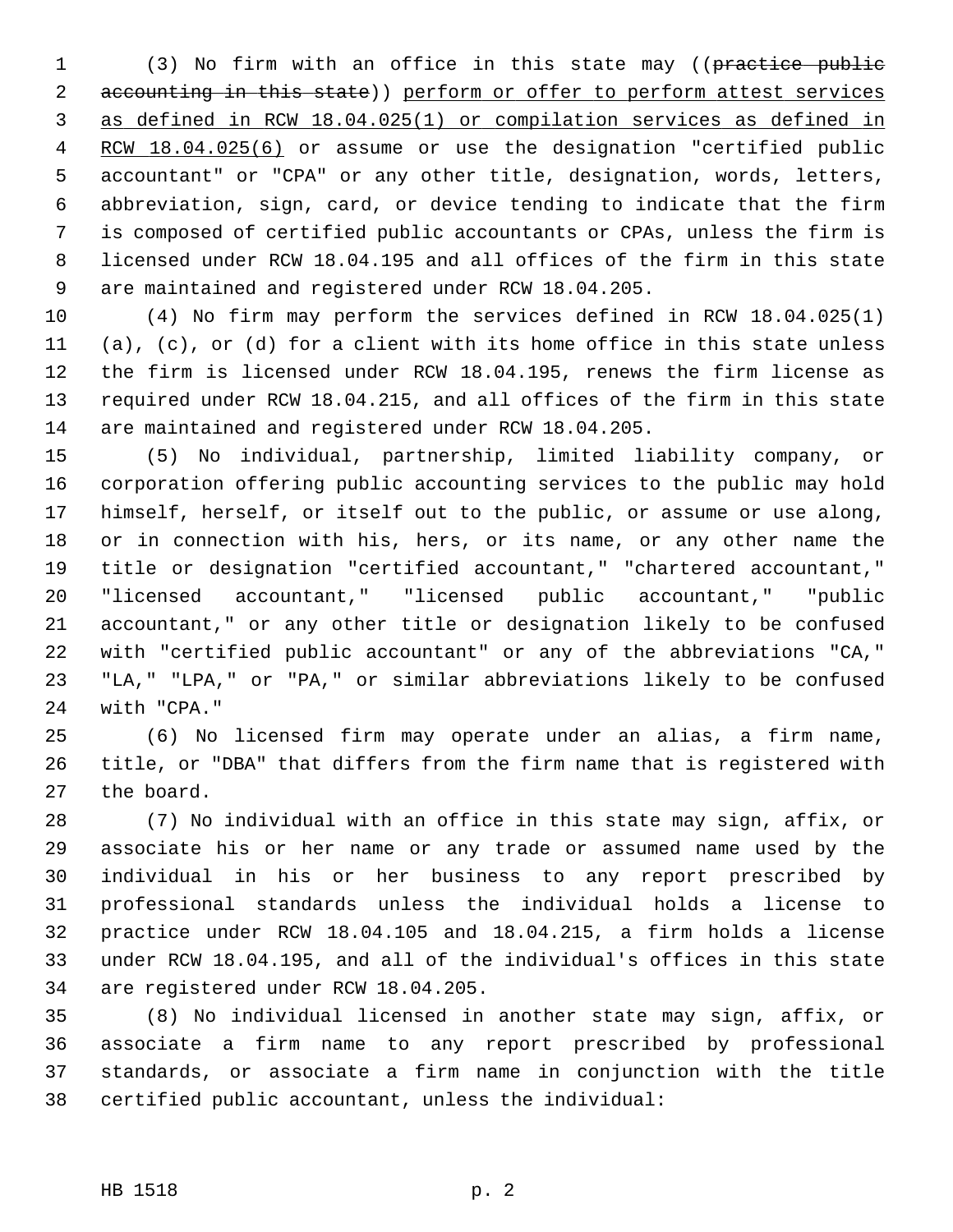(3) No firm with an office in this state may ((~~practice public accounting in this state~~)) <u>perform or offer to perform attest services as defined in RCW 18.04.025(1) or compilation services as defined in RCW 18.04.025(6)</u> or assume or use the designation "certified public accountant" or "CPA" or any other title, designation, words, letters, abbreviation, sign, card, or device tending to indicate that the firm is composed of certified public accountants or CPAs, unless the firm is licensed under RCW 18.04.195 and all offices of the firm in this state are maintained and registered under RCW 18.04.205.

(4) No firm may perform the services defined in RCW 18.04.025(1) (a), (c), or (d) for a client with its home office in this state unless the firm is licensed under RCW 18.04.195, renews the firm license as required under RCW 18.04.215, and all offices of the firm in this state are maintained and registered under RCW 18.04.205.

(5) No individual, partnership, limited liability company, or corporation offering public accounting services to the public may hold himself, herself, or itself out to the public, or assume or use along, or in connection with his, hers, or its name, or any other name the title or designation "certified accountant," "chartered accountant," "licensed accountant," "licensed public accountant," "public accountant," or any other title or designation likely to be confused with "certified public accountant" or any of the abbreviations "CA," "LA," "LPA," or "PA," or similar abbreviations likely to be confused with "CPA."

(6) No licensed firm may operate under an alias, a firm name, title, or "DBA" that differs from the firm name that is registered with the board.

(7) No individual with an office in this state may sign, affix, or associate his or her name or any trade or assumed name used by the individual in his or her business to any report prescribed by professional standards unless the individual holds a license to practice under RCW 18.04.105 and 18.04.215, a firm holds a license under RCW 18.04.195, and all of the individual's offices in this state are registered under RCW 18.04.205.

(8) No individual licensed in another state may sign, affix, or associate a firm name to any report prescribed by professional standards, or associate a firm name in conjunction with the title certified public accountant, unless the individual: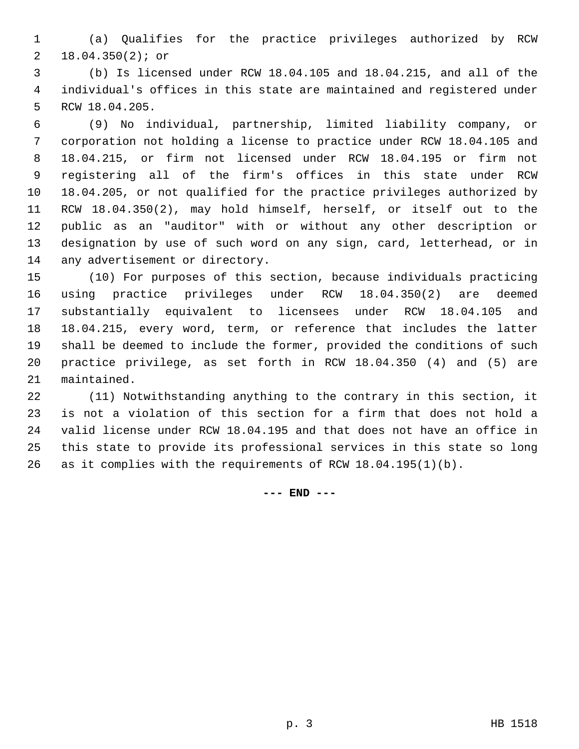(a) Qualifies for the practice privileges authorized by RCW 18.04.350(2); or

(b) Is licensed under RCW 18.04.105 and 18.04.215, and all of the individual's offices in this state are maintained and registered under RCW 18.04.205.

(9) No individual, partnership, limited liability company, or corporation not holding a license to practice under RCW 18.04.105 and 18.04.215, or firm not licensed under RCW 18.04.195 or firm not registering all of the firm's offices in this state under RCW 18.04.205, or not qualified for the practice privileges authorized by RCW 18.04.350(2), may hold himself, herself, or itself out to the public as an "auditor" with or without any other description or designation by use of such word on any sign, card, letterhead, or in any advertisement or directory.

(10) For purposes of this section, because individuals practicing using practice privileges under RCW 18.04.350(2) are deemed substantially equivalent to licensees under RCW 18.04.105 and 18.04.215, every word, term, or reference that includes the latter shall be deemed to include the former, provided the conditions of such practice privilege, as set forth in RCW 18.04.350 (4) and (5) are maintained.

(11) Notwithstanding anything to the contrary in this section, it is not a violation of this section for a firm that does not hold a valid license under RCW 18.04.195 and that does not have an office in this state to provide its professional services in this state so long as it complies with the requirements of RCW 18.04.195(1)(b).

**--- END ---**